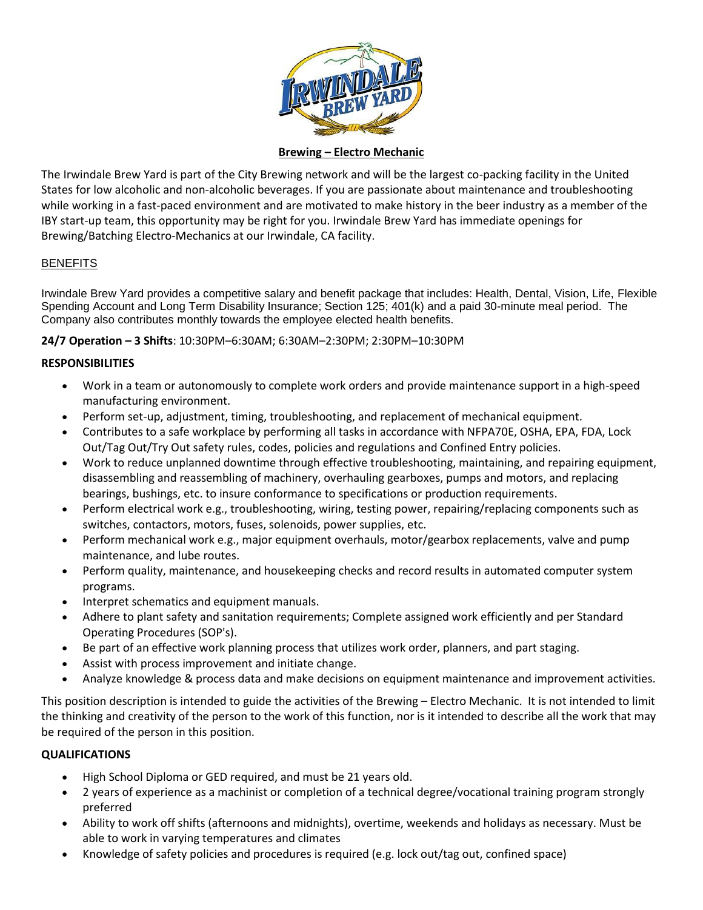# Brewing – Electro Mechanic

The Irwindale Brew Yard is part of the City Brewing network and will be the largest co-packing facility in the United States for low alcoholic and non-alcoholic beverages. If you are passionate about maintenance and troubleshooting while working in a fast-paced environment and are motivated to make history in the beer industry as a member of the IBY start-up team, this opportunity may be right for you. Irwindale Brew Yard has immediate openings for Brewing/Batching Electro-Mechanics at our Irwindale, CA facility.

## BENEFITS

Irwindale Brew Yard provides a competitive salary and benefit package that includes: Health, Dental, Vision, Life, Flexible Spending Account and Long Term Disability Insurance; Section 125; 401(k) and a paid 30-minute meal period. The Company also contributes monthly towards the employee elected health benefits.

**24/7 Operation – 3 Shifts**: 10:30PM–6:30AM; 6:30AM–2:30PM; 2:30PM–10:30PM

## RESPONSIBILITIES

- Work in a team or autonomously to complete work orders and provide maintenance support in a high-speed manufacturing environment.
- Perform set-up, adjustment, timing, troubleshooting, and replacement of mechanical equipment.
- Contributes to a safe workplace by performing all tasks in accordance with NFPA70E, OSHA, EPA, FDA, Lock Out/Tag Out/Try Out safety rules, codes, policies and regulations and Confined Entry policies.
- Work to reduce unplanned downtime through effective troubleshooting, maintaining, and repairing equipment, disassembling and reassembling of machinery, overhauling gearboxes, pumps and motors, and replacing bearings, bushings, etc. to insure conformance to specifications or production requirements.
- Perform electrical work e.g., troubleshooting, wiring, testing power, repairing/replacing components such as switches, contactors, motors, fuses, solenoids, power supplies, etc.
- Perform mechanical work e.g., major equipment overhauls, motor/gearbox replacements, valve and pump maintenance, and lube routes.
- Perform quality, maintenance, and housekeeping checks and record results in automated computer system programs.
- Interpret schematics and equipment manuals.
- Adhere to plant safety and sanitation requirements; Complete assigned work efficiently and per Standard Operating Procedures (SOP's).
- Be part of an effective work planning process that utilizes work order, planners, and part staging.
- Assist with process improvement and initiate change.
- Analyze knowledge & process data and make decisions on equipment maintenance and improvement activities.

This position description is intended to guide the activities of the Brewing – Electro Mechanic. It is not intended to limit the thinking and creativity of the person to the work of this function, nor is it intended to describe all the work that may be required of the person in this position.

## QUALIFICATIONS

- High School Diploma or GED required, and must be 21 years old.
- 2 years of experience as a machinist or completion of a technical degree/vocational training program strongly preferred
- Ability to work off shifts (afternoons and midnights), overtime, weekends and holidays as necessary. Must be able to work in varying temperatures and climates
- Knowledge of safety policies and procedures is required (e.g. lock out/tag out, confined space)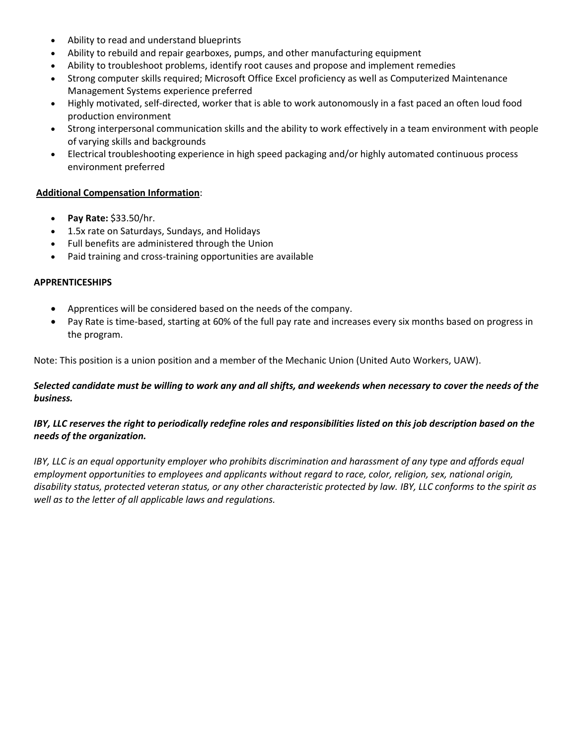- Ability to read and understand blueprints
- Ability to rebuild and repair gearboxes, pumps, and other manufacturing equipment
- Ability to troubleshoot problems, identify root causes and propose and implement remedies
- Strong computer skills required; Microsoft Office Excel proficiency as well as Computerized Maintenance Management Systems experience preferred
- Highly motivated, self-directed, worker that is able to work autonomously in a fast paced an often loud food production environment
- Strong interpersonal communication skills and the ability to work effectively in a team environment with people of varying skills and backgrounds
- Electrical troubleshooting experience in high speed packaging and/or highly automated continuous process environment preferred

**Additional Compensation Information**:

- **Pay Rate:** $33.50/hr.
- 1.5x rate on Saturdays, Sundays, and Holidays
- Full benefits are administered through the Union
- Paid training and cross-training opportunities are available

**APPRENTICESHIPS**

- Apprentices will be considered based on the needs of the company.
- Pay Rate is time-based, starting at 60% of the full pay rate and increases every six months based on progress in the program.

Note: This position is a union position and a member of the Mechanic Union (United Auto Workers, UAW).

***Selected candidate must be willing to work any and all shifts, and weekends when necessary to cover the needs of the business.***

***IBY, LLC reserves the right to periodically redefine roles and responsibilities listed on this job description based on the needs of the organization.***

*IBY, LLC is an equal opportunity employer who prohibits discrimination and harassment of any type and affords equal employment opportunities to employees and applicants without regard to race, color, religion, sex, national origin, disability status, protected veteran status, or any other characteristic protected by law. IBY, LLC conforms to the spirit as well as to the letter of all applicable laws and regulations.*